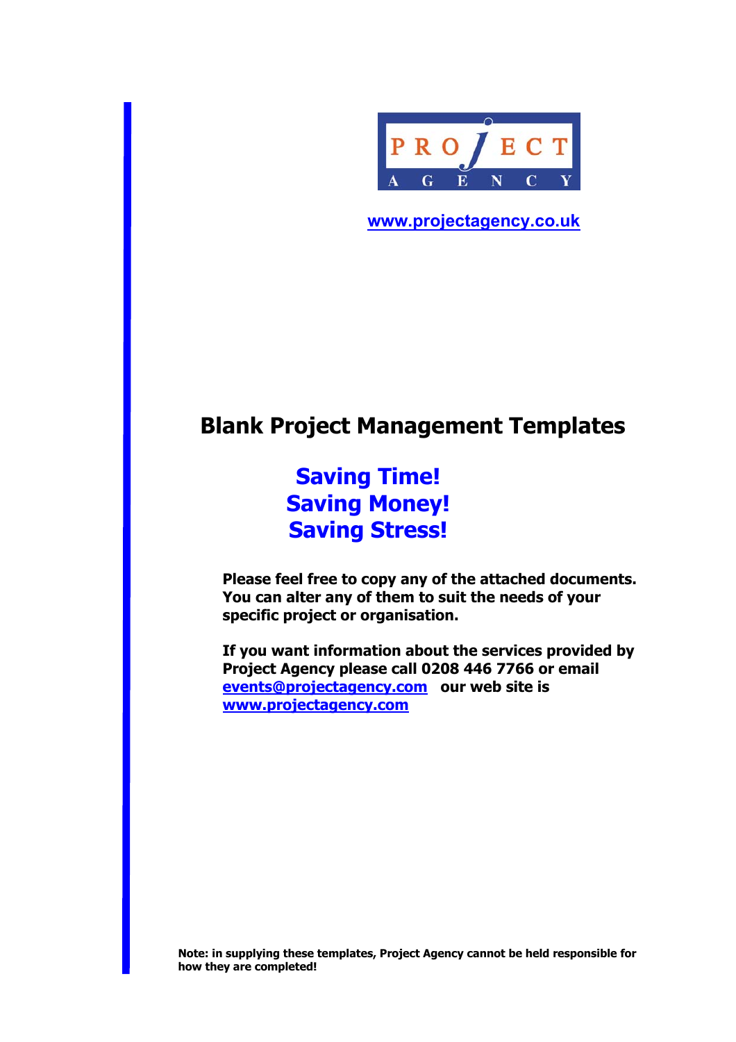PROJECT AGENCY

www.projectagency.co.uk

# Blank Project Management Templates

## Saving Time!
## Saving Money!
## Saving Stress!

**Please feel free to copy any of the attached documents. You can alter any of them to suit the needs of your specific project or organisation.**

**If you want information about the services provided by Project Agency please call 0208 446 7766 or email events@projectagency.com our web site is www.projectagency.com**

**Note: in supplying these templates, Project Agency cannot be held responsible for how they are completed!**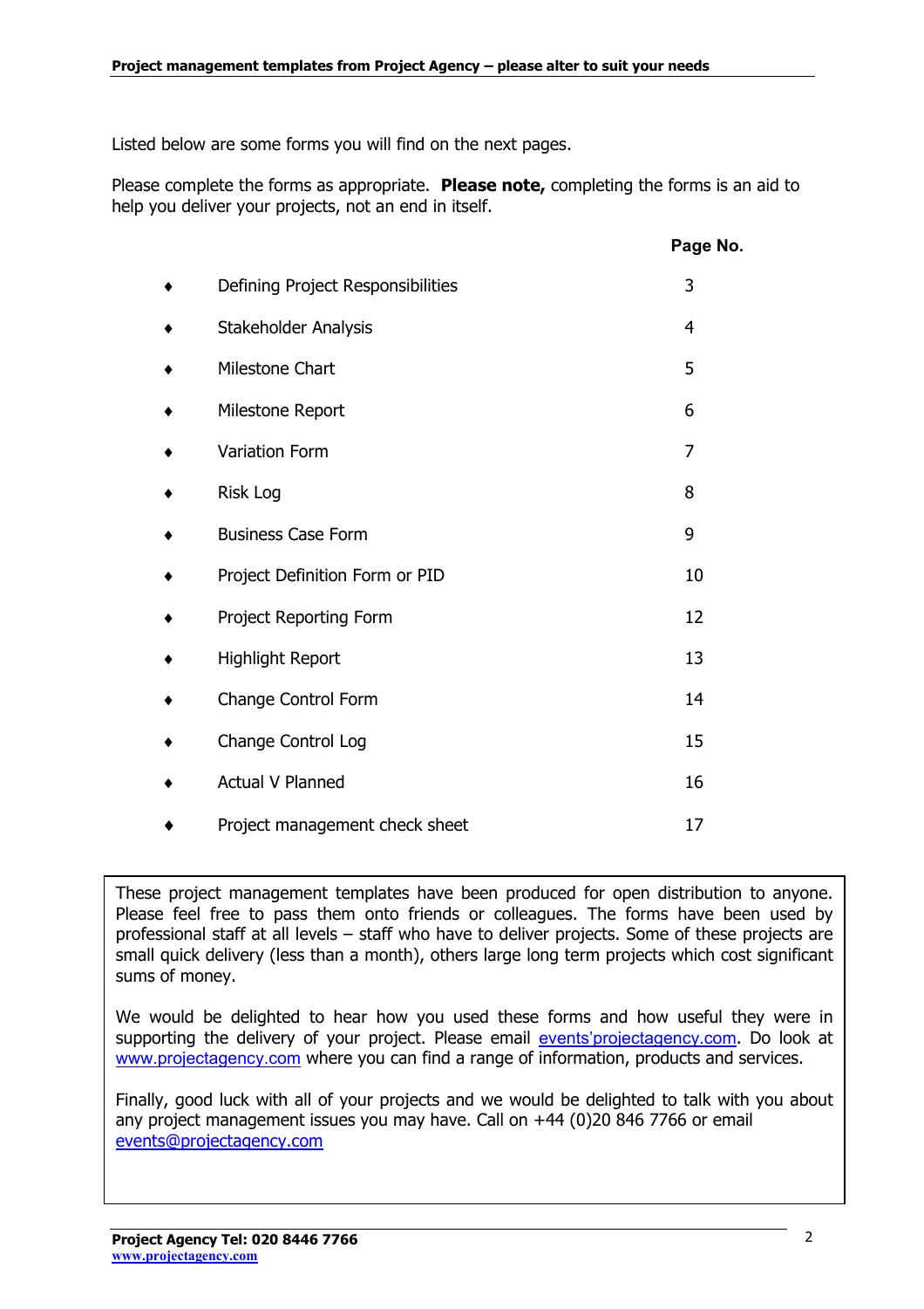Listed below are some forms you will find on the next pages.

Please complete the forms as appropriate. **Please note,** completing the forms is an aid to help you deliver your projects, not an end in itself.

| | | **Page No.** |
|---|---|---|
| ♦ | Defining Project Responsibilities | 3 |
| ♦ | Stakeholder Analysis | 4 |
| ♦ | Milestone Chart | 5 |
| ♦ | Milestone Report | 6 |
| ♦ | Variation Form | 7 |
| ♦ | Risk Log | 8 |
| ♦ | Business Case Form | 9 |
| ♦ | Project Definition Form or PID | 10 |
| ♦ | Project Reporting Form | 12 |
| ♦ | Highlight Report | 13 |
| ♦ | Change Control Form | 14 |
| ♦ | Change Control Log | 15 |
| ♦ | Actual V Planned | 16 |
| ♦ | Project management check sheet | 17 |

These project management templates have been produced for open distribution to anyone. Please feel free to pass them onto friends or colleagues. The forms have been used by professional staff at all levels – staff who have to deliver projects. Some of these projects are small quick delivery (less than a month), others large long term projects which cost significant sums of money.

We would be delighted to hear how you used these forms and how useful they were in supporting the delivery of your project. Please email events'projectagency.com. Do look at www.projectagency.com where you can find a range of information, products and services.

Finally, good luck with all of your projects and we would be delighted to talk with you about any project management issues you may have. Call on +44 (0)20 846 7766 or email events@projectagency.com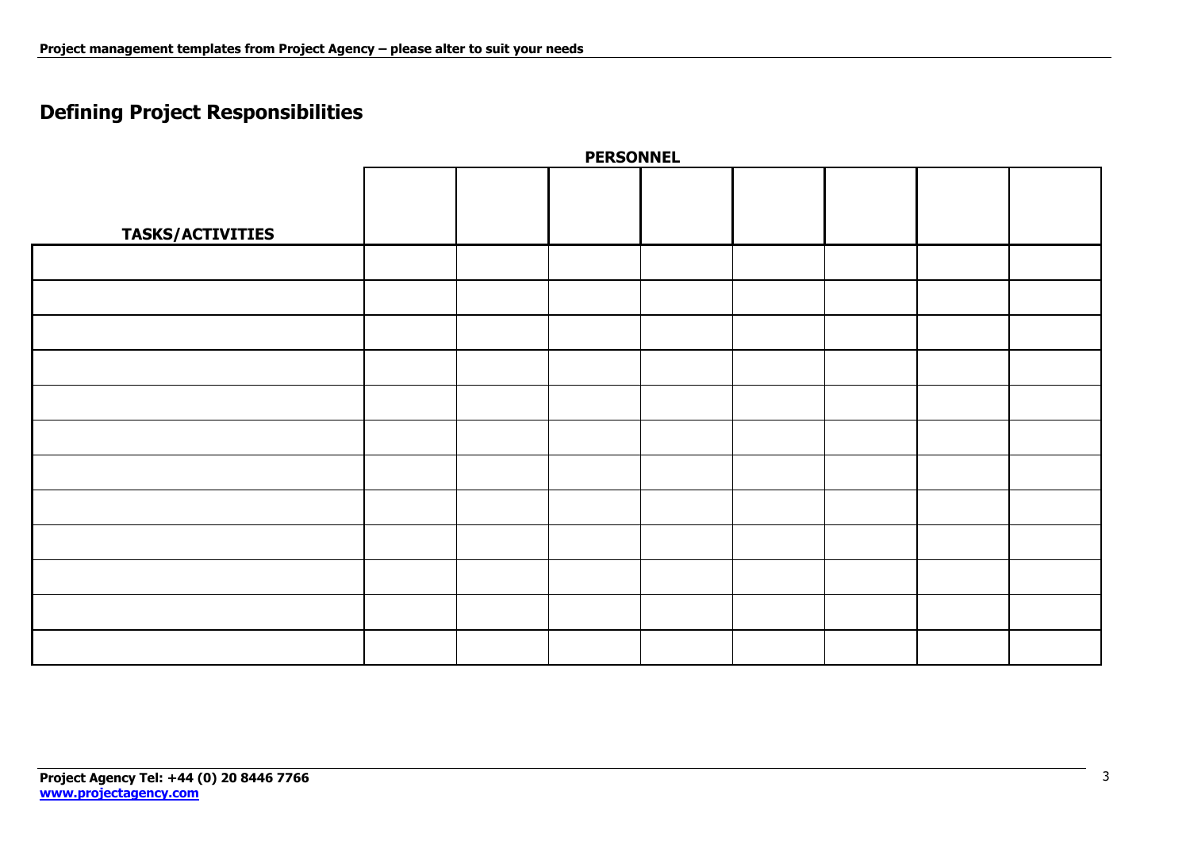## Defining Project Responsibilities

| | PERSONNEL | | | | | | | |
|---|---|---|---|---|---|---|---|---|
| **TASKS/ACTIVITIES** | | | | | | | | |
| | | | | | | | | |
| | | | | | | | | |
| | | | | | | | | |
| | | | | | | | | |
| | | | | | | | | |
| | | | | | | | | |
| | | | | | | | | |
| | | | | | | | | |
| | | | | | | | | |
| | | | | | | | | |
| | | | | | | | | |
| | | | | | | | | |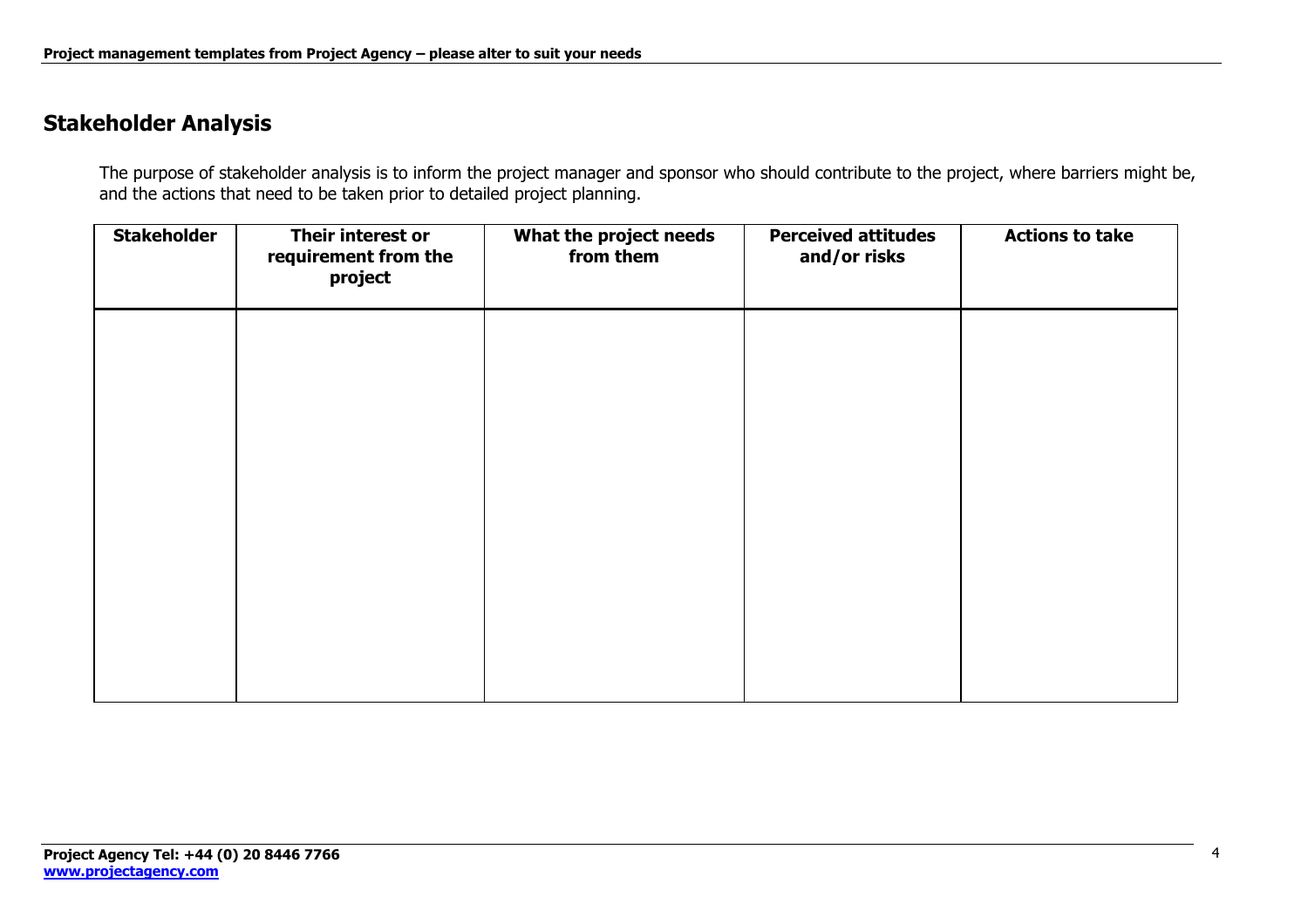## Stakeholder Analysis

The purpose of stakeholder analysis is to inform the project manager and sponsor who should contribute to the project, where barriers might be, and the actions that need to be taken prior to detailed project planning.

| Stakeholder | Their interest or requirement from the project | What the project needs from them | Perceived attitudes and/or risks | Actions to take |
|---|---|---|---|---|
| | | | | |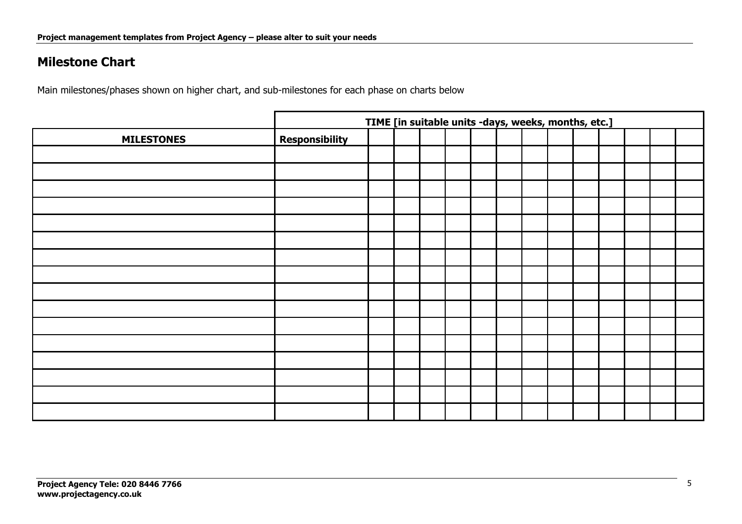## Milestone Chart

Main milestones/phases shown on higher chart, and sub-milestones for each phase on charts below

| | | TIME [in suitable units -days, weeks, months, etc.] | | | | | | | | | | | | |
|---|---|---|---|---|---|---|---|---|---|---|---|---|---|---|
| **MILESTONES** | **Responsibility** | | | | | | | | | | | | | |
| | | | | | | | | | | | | | | |
| | | | | | | | | | | | | | | |
| | | | | | | | | | | | | | | |
| | | | | | | | | | | | | | | |
| | | | | | | | | | | | | | | |
| | | | | | | | | | | | | | | |
| | | | | | | | | | | | | | | |
| | | | | | | | | | | | | | | |
| | | | | | | | | | | | | | | |
| | | | | | | | | | | | | | | |
| | | | | | | | | | | | | | | |
| | | | | | | | | | | | | | | |
| | | | | | | | | | | | | | | |
| | | | | | | | | | | | | | | |
| | | | | | | | | | | | | | | |
| | | | | | | | | | | | | | | |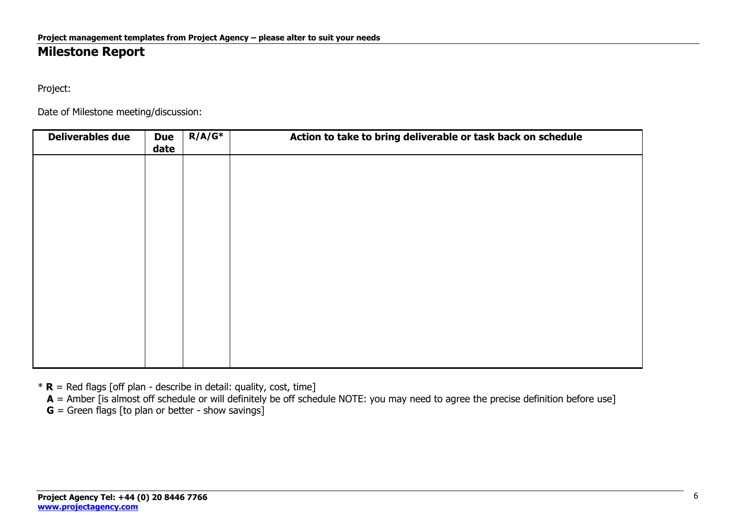# Milestone Report

Project:

Date of Milestone meeting/discussion:

| Deliverables due | Due date | R/A/G* | Action to take to bring deliverable or task back on schedule |
|---|---|---|---|
| | | | |

\* **R** = Red flags [off plan - describe in detail: quality, cost, time]
**A** = Amber [is almost off schedule or will definitely be off schedule NOTE: you may need to agree the precise definition before use]
**G** = Green flags [to plan or better - show savings]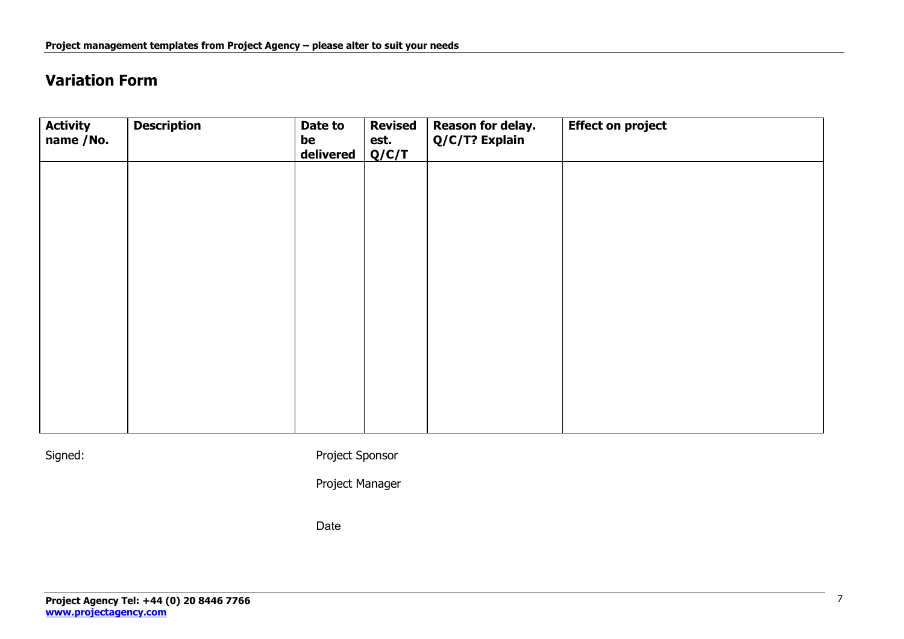## Variation Form

| Activity name /No. | Description | Date to be delivered | Revised est. Q/C/T | Reason for delay. Q/C/T? Explain | Effect on project |
|---|---|---|---|---|---|
| | | | | | |

Signed: Project Sponsor

Project Manager

Date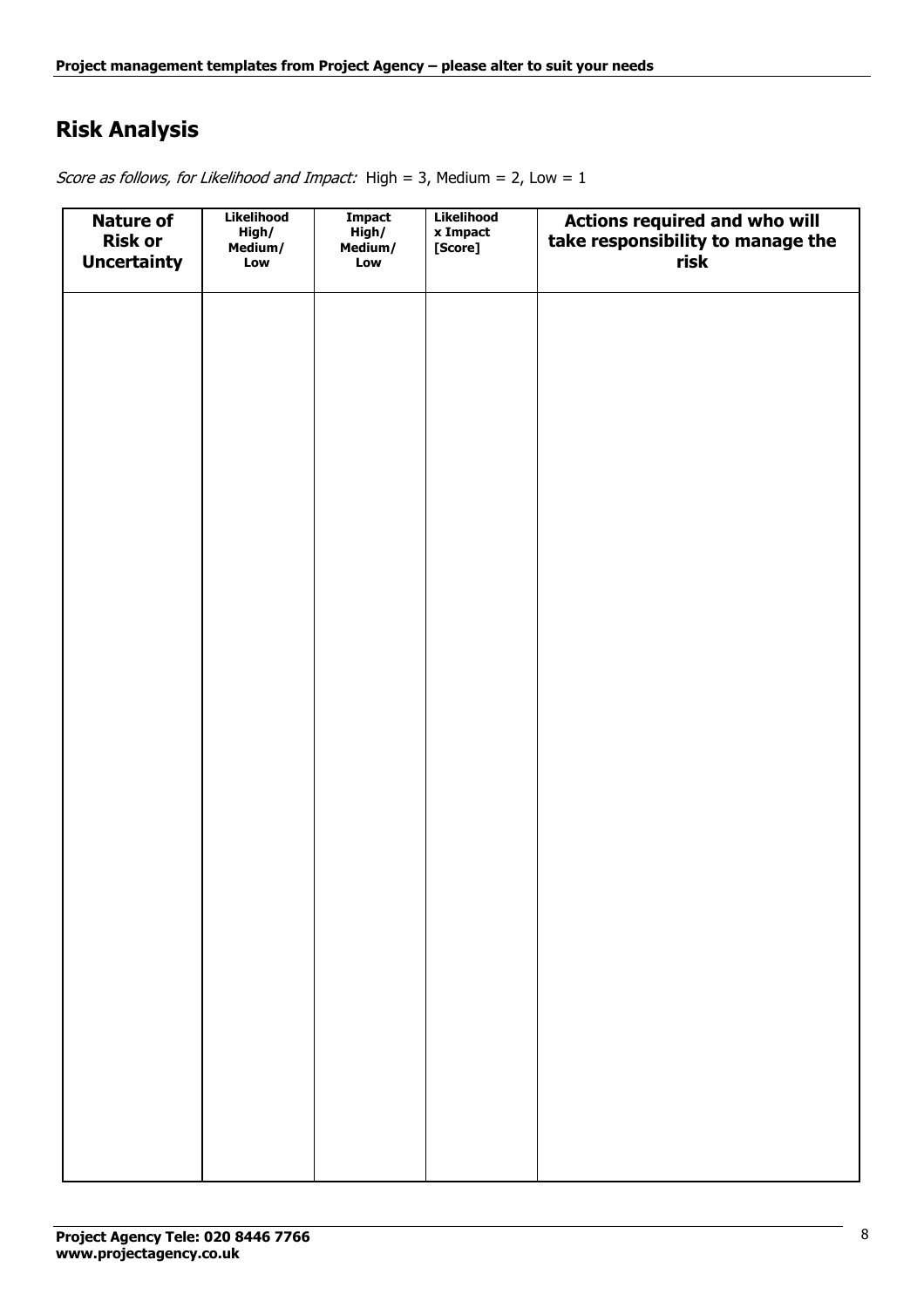## Risk Analysis

*Score as follows, for Likelihood and Impact:* High = 3, Medium = 2, Low = 1

| Nature of Risk or Uncertainty | Likelihood High/ Medium/ Low | Impact High/ Medium/ Low | Likelihood x Impact [Score] | Actions required and who will take responsibility to manage the risk |
|---|---|---|---|---|
| | | | | |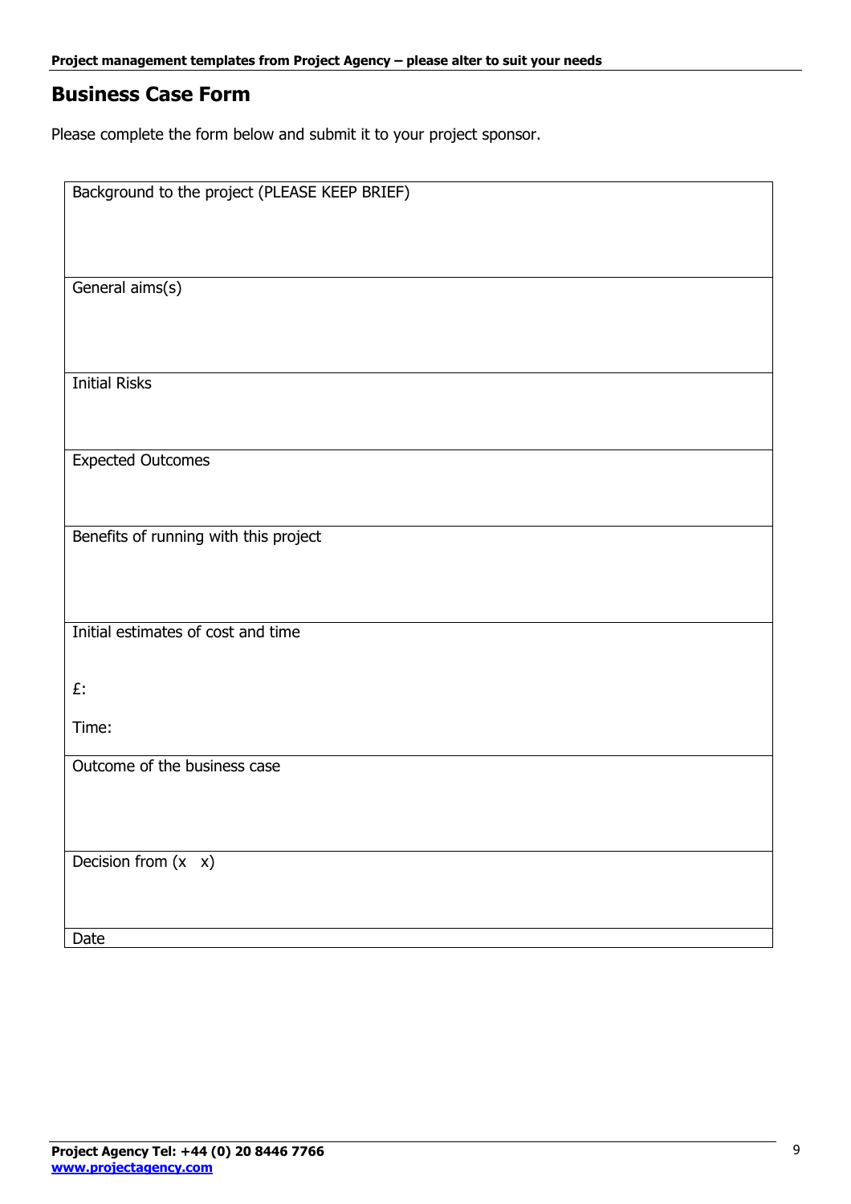## Business Case Form

Please complete the form below and submit it to your project sponsor.

| Background to the project (PLEASE KEEP BRIEF) |
| --- |
| General aims(s) |
| Initial Risks |
| Expected Outcomes |
| Benefits of running with this project |
| Initial estimates of cost and time<br><br>£:<br><br>Time: |
| Outcome of the business case |
| Decision from (x x) |
| Date |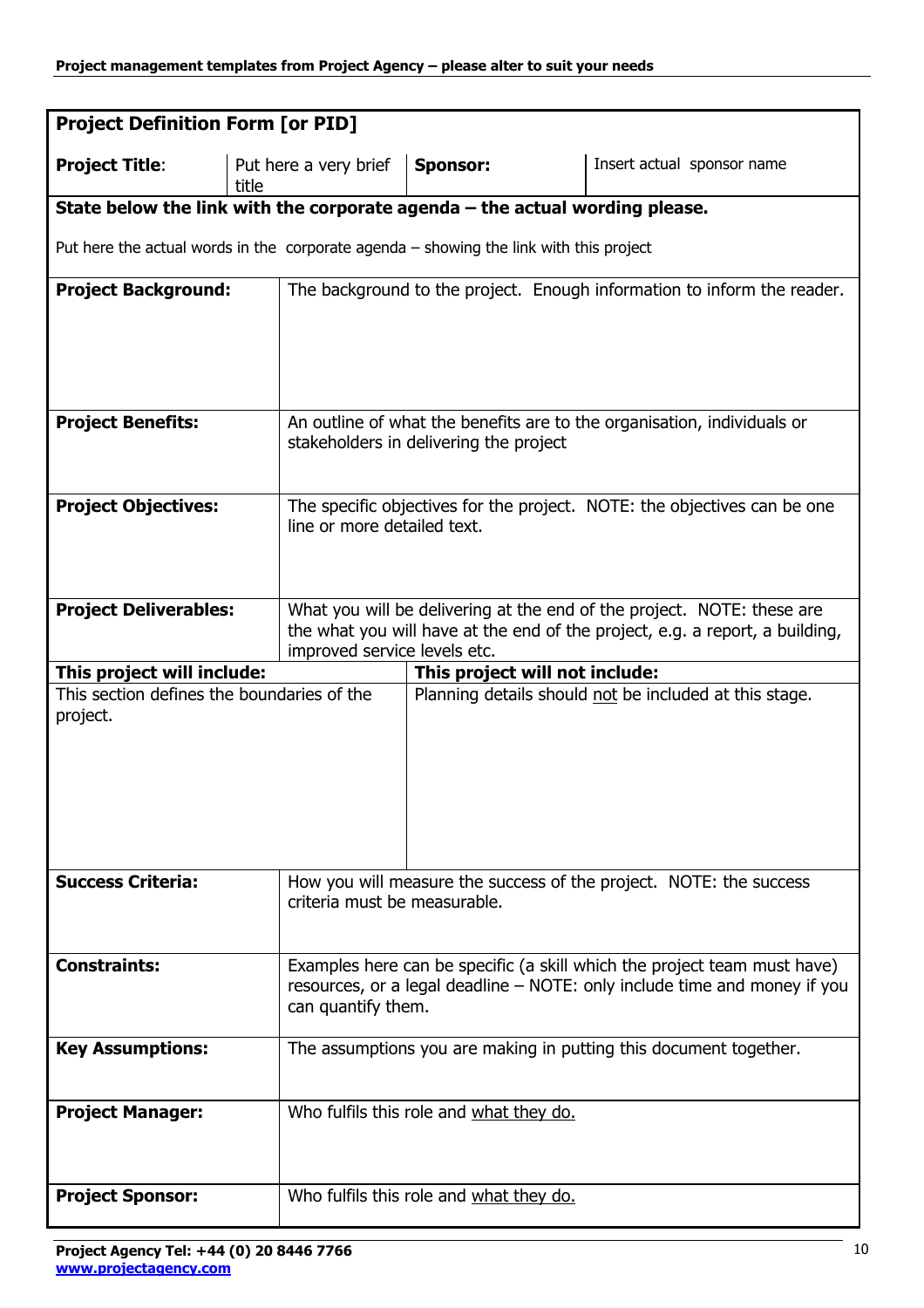| **Project Definition Form [or PID]** | | | |
|---|---|---|---|
| **Project Title**: | Put here a very brief title | **Sponsor:** | Insert actual sponsor name |
| **State below the link with the corporate agenda – the actual wording please.**<br><br>Put here the actual words in the corporate agenda – showing the link with this project | | | |
| **Project Background:** | The background to the project. Enough information to inform the reader. | | |
| **Project Benefits:** | An outline of what the benefits are to the organisation, individuals or stakeholders in delivering the project | | |
| **Project Objectives:** | The specific objectives for the project. NOTE: the objectives can be one line or more detailed text. | | |
| **Project Deliverables:** | What you will be delivering at the end of the project. NOTE: these are the what you will have at the end of the project, e.g. a report, a building, improved service levels etc. | | |
| **This project will include:** | | **This project will not include:** | |
| This section defines the boundaries of the project. | | Planning details should <u>not</u> be included at this stage. | |
| **Success Criteria:** | How you will measure the success of the project. NOTE: the success criteria must be measurable. | | |
| **Constraints:** | Examples here can be specific (a skill which the project team must have) resources, or a legal deadline – NOTE: only include time and money if you can quantify them. | | |
| **Key Assumptions:** | The assumptions you are making in putting this document together. | | |
| **Project Manager:** | Who fulfils this role and <u>what they do.</u> | | |
| **Project Sponsor:** | Who fulfils this role and <u>what they do.</u> | | |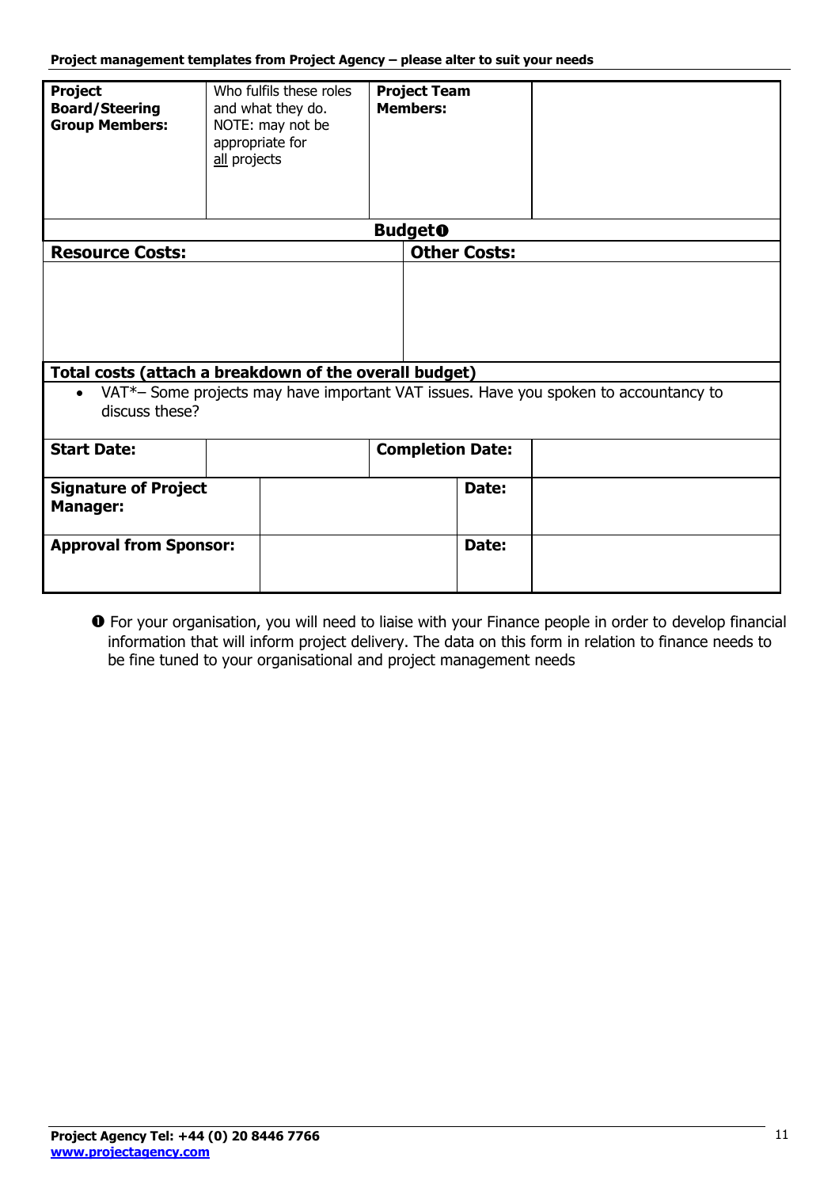| **Project Board/Steering Group Members:** | Who fulfils these roles and what they do. NOTE: may not be appropriate for all projects | **Project Team Members:** | |
|---|---|---|---|
| **Budget❶** | | | |
| **Resource Costs:** | | **Other Costs:** | |
| | | | |
| **Total costs (attach a breakdown of the overall budget)** | | | |
| • VAT*– Some projects may have important VAT issues. Have you spoken to accountancy to discuss these? | | | |
| **Start Date:** | | **Completion Date:** | |
| **Signature of Project Manager:** | | **Date:** | |
| **Approval from Sponsor:** | | **Date:** | |

❶ For your organisation, you will need to liaise with your Finance people in order to develop financial information that will inform project delivery. The data on this form in relation to finance needs to be fine tuned to your organisational and project management needs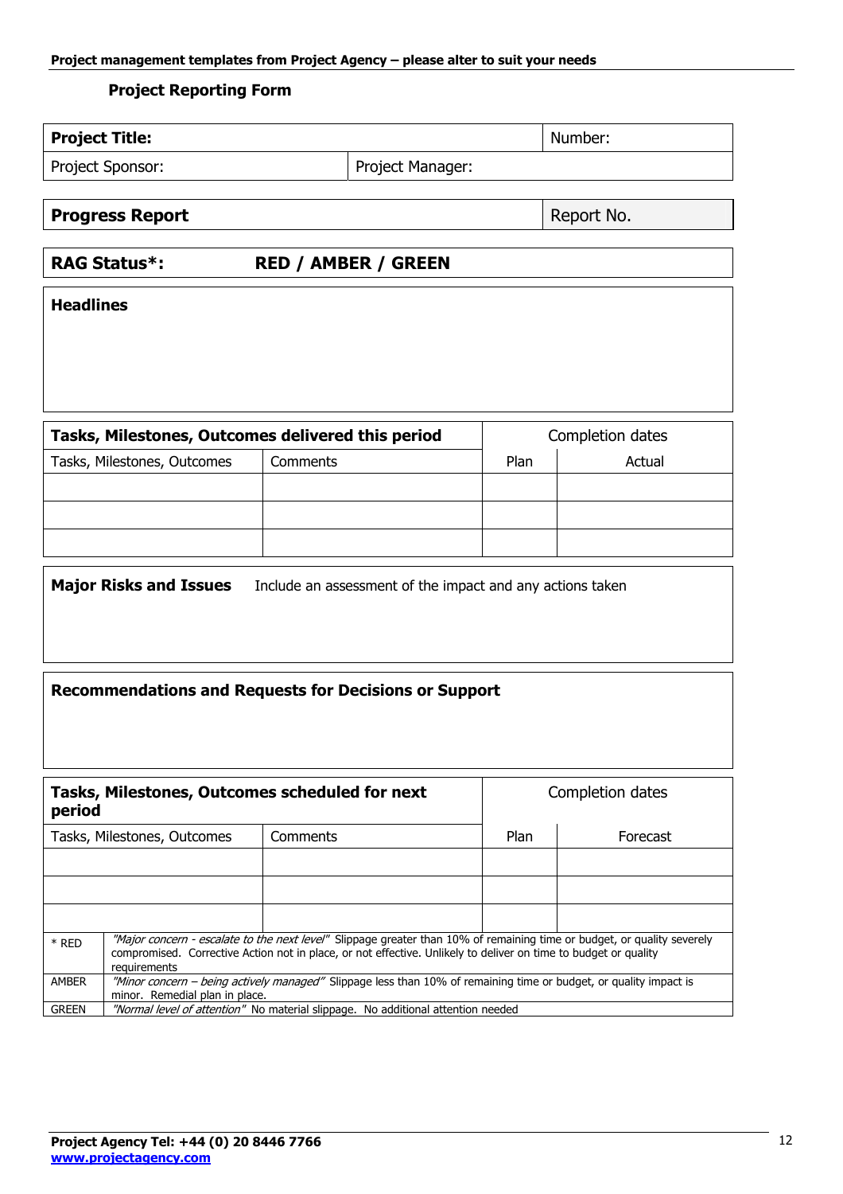## Project Reporting Form

| **Project Title:** | | Number: |
|---|---|---|
| Project Sponsor: | Project Manager: | |

| **Progress Report** | Report No. |
|---|---|

**RAG Status*: RED / AMBER / GREEN**

**Headlines**

| **Tasks, Milestones, Outcomes delivered this period** | | Completion dates | |
|---|---|---|---|
| Tasks, Milestones, Outcomes | Comments | Plan | Actual |
| | | | |
| | | | |
| | | | |

**Major Risks and Issues** Include an assessment of the impact and any actions taken

**Recommendations and Requests for Decisions or Support**

| **Tasks, Milestones, Outcomes scheduled for next period** | | Completion dates | |
|---|---|---|---|
| Tasks, Milestones, Outcomes | Comments | Plan | Forecast |
| | | | |
| | | | |
| | | | |

| | |
|---|---|
| * RED | *"Major concern - escalate to the next level"* Slippage greater than 10% of remaining time or budget, or quality severely compromised. Corrective Action not in place, or not effective. Unlikely to deliver on time to budget or quality requirements |
| AMBER | *"Minor concern – being actively managed"* Slippage less than 10% of remaining time or budget, or quality impact is minor. Remedial plan in place. |
| GREEN | *"Normal level of attention"* No material slippage. No additional attention needed |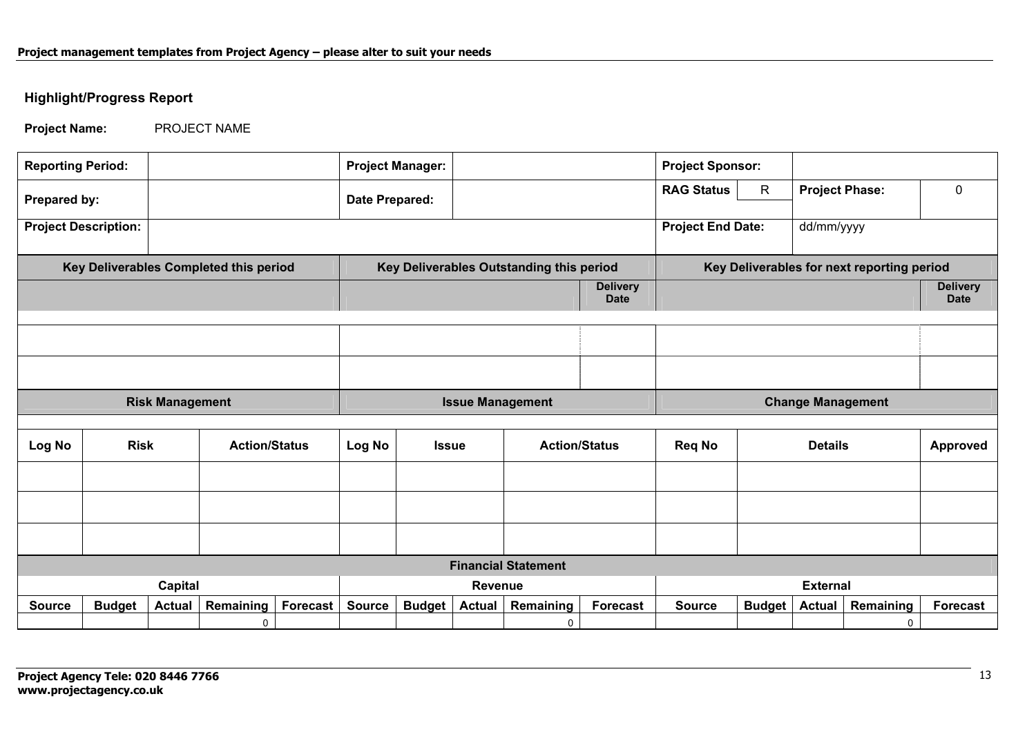## Highlight/Progress Report

**Project Name:** PROJECT NAME

| **Reporting Period:** | | **Project Manager:** | | **Project Sponsor:** | | | |
|---|---|---|---|---|---|---|---|
| **Prepared by:** | | **Date Prepared:** | | **RAG Status** | R | **Project Phase:** | 0 |
| **Project Description:** | | | | **Project End Date:** | | dd/mm/yyyy | |

| **Key Deliverables Completed this period** | **Key Deliverables Outstanding this period** | **Delivery Date** | **Key Deliverables for next reporting period** | **Delivery Date** |
|---|---|---|---|---|
| | | | | |
| | | | | |
| | | | | |

| **Risk Management** | | | **Issue Management** | | | **Change Management** | | |
|---|---|---|---|---|---|---|---|---|
| **Log No** | **Risk** | **Action/Status** | **Log No** | **Issue** | **Action/Status** | **Req No** | **Details** | **Approved** |
| | | | | | | | | |
| | | | | | | | | |
| | | | | | | | | |

| **Financial Statement** | | | | | | | | | | | | | | |
|---|---|---|---|---|---|---|---|---|---|---|---|---|---|---|
| **Capital** | | | | | **Revenue** | | | | | **External** | | | | |
| **Source** | **Budget** | **Actual** | **Remaining** | **Forecast** | **Source** | **Budget** | **Actual** | **Remaining** | **Forecast** | **Source** | **Budget** | **Actual** | **Remaining** | **Forecast** |
| | | | 0 | | | | | 0 | | | | | 0 | |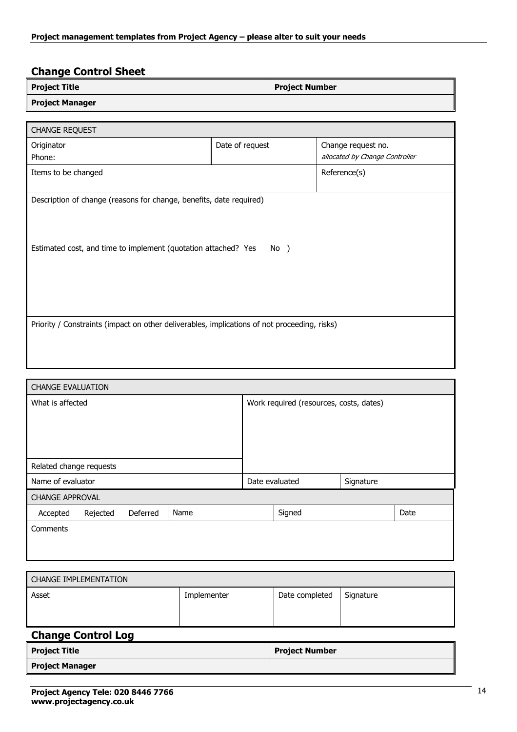## Change Control Sheet

| **Project Title** | **Project Number** |
|---|---|
| **Project Manager** | |

| CHANGE REQUEST | | |
|---|---|---|
| Originator<br>Phone: | Date of request | Change request no.<br>*allocated by Change Controller* |
| Items to be changed | | Reference(s) |
| Description of change (reasons for change, benefits, date required)<br><br>Estimated cost, and time to implement (quotation attached? Yes No ) | | |
| Priority / Constraints (impact on other deliverables, implications of not proceeding, risks) | | |

| CHANGE EVALUATION | | |
|---|---|---|
| What is affected | Work required (resources, costs, dates) | |
| Related change requests | | |
| Name of evaluator | Date evaluated | Signature |

| CHANGE APPROVAL | | | |
|---|---|---|---|
| Accepted Rejected Deferred | Name | Signed | Date |
| Comments | | | |

| CHANGE IMPLEMENTATION | | | |
|---|---|---|---|
| Asset | Implementer | Date completed | Signature |

## Change Control Log

| **Project Title** | **Project Number** |
|---|---|
| **Project Manager** | |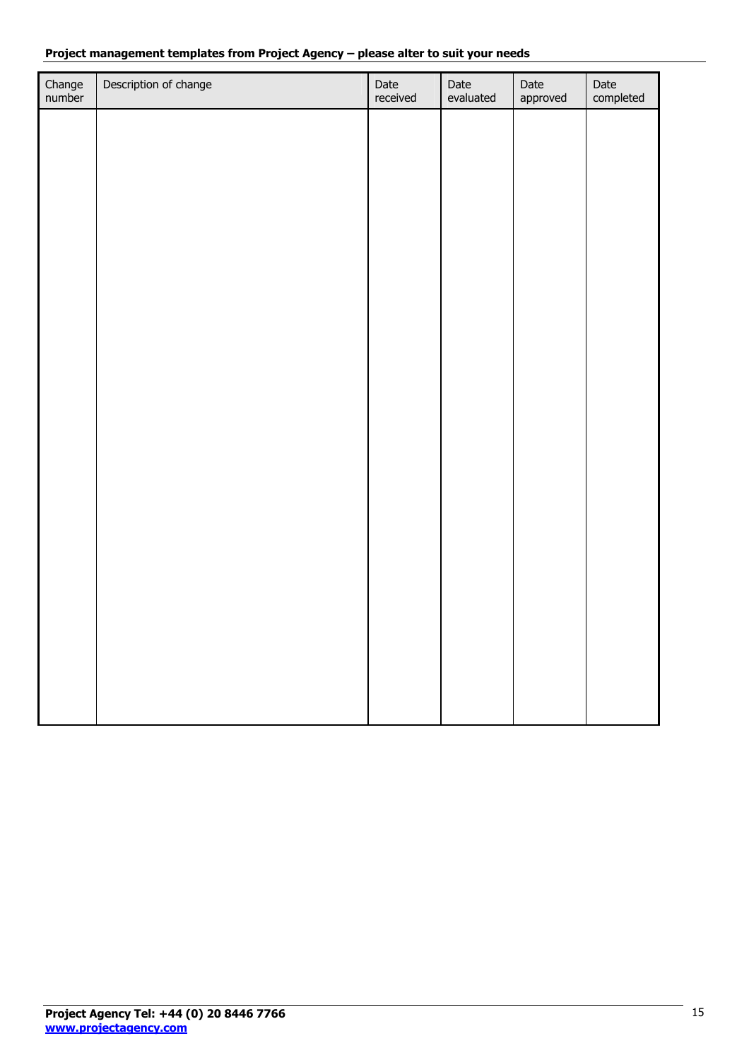| Change number | Description of change | Date received | Date evaluated | Date approved | Date completed |
|---|---|---|---|---|---|
| | | | | | |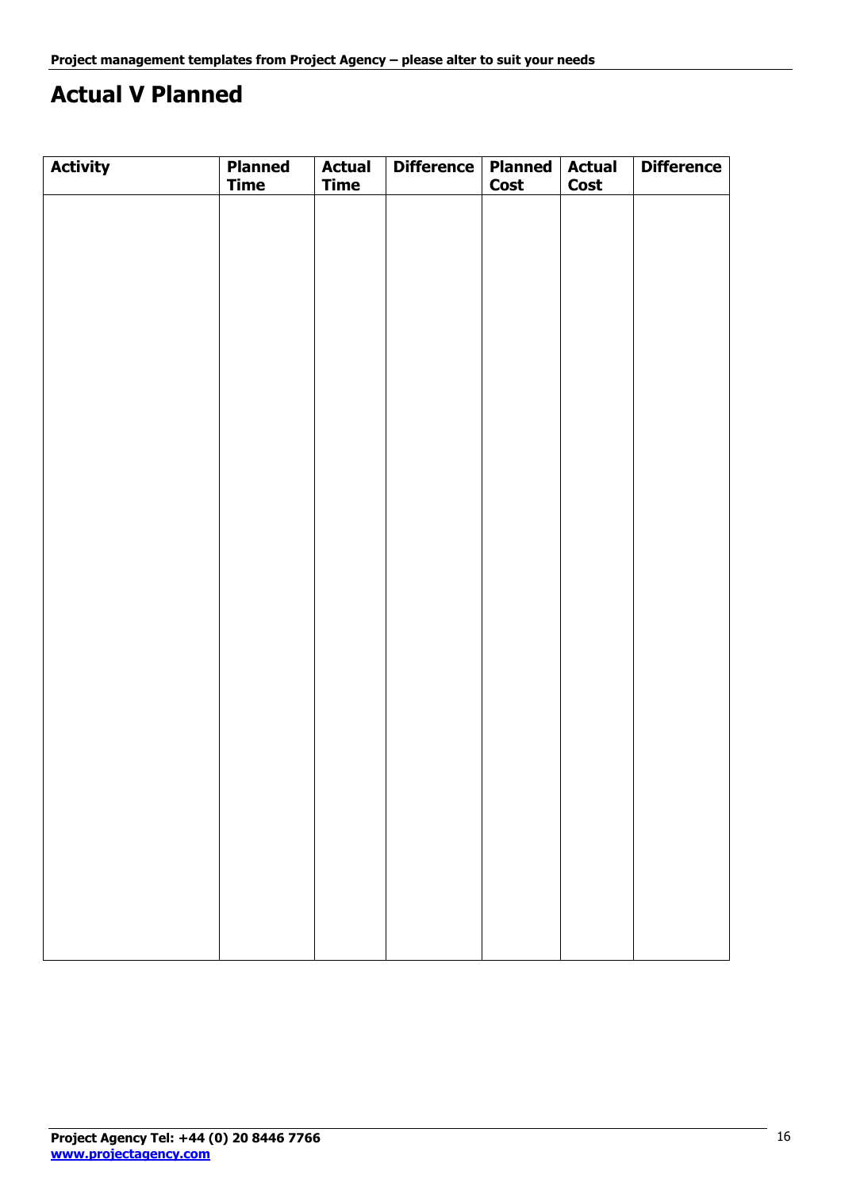# Actual V Planned

| Activity | Planned Time | Actual Time | Difference | Planned Cost | Actual Cost | Difference |
|---|---|---|---|---|---|---|
| | | | | | | |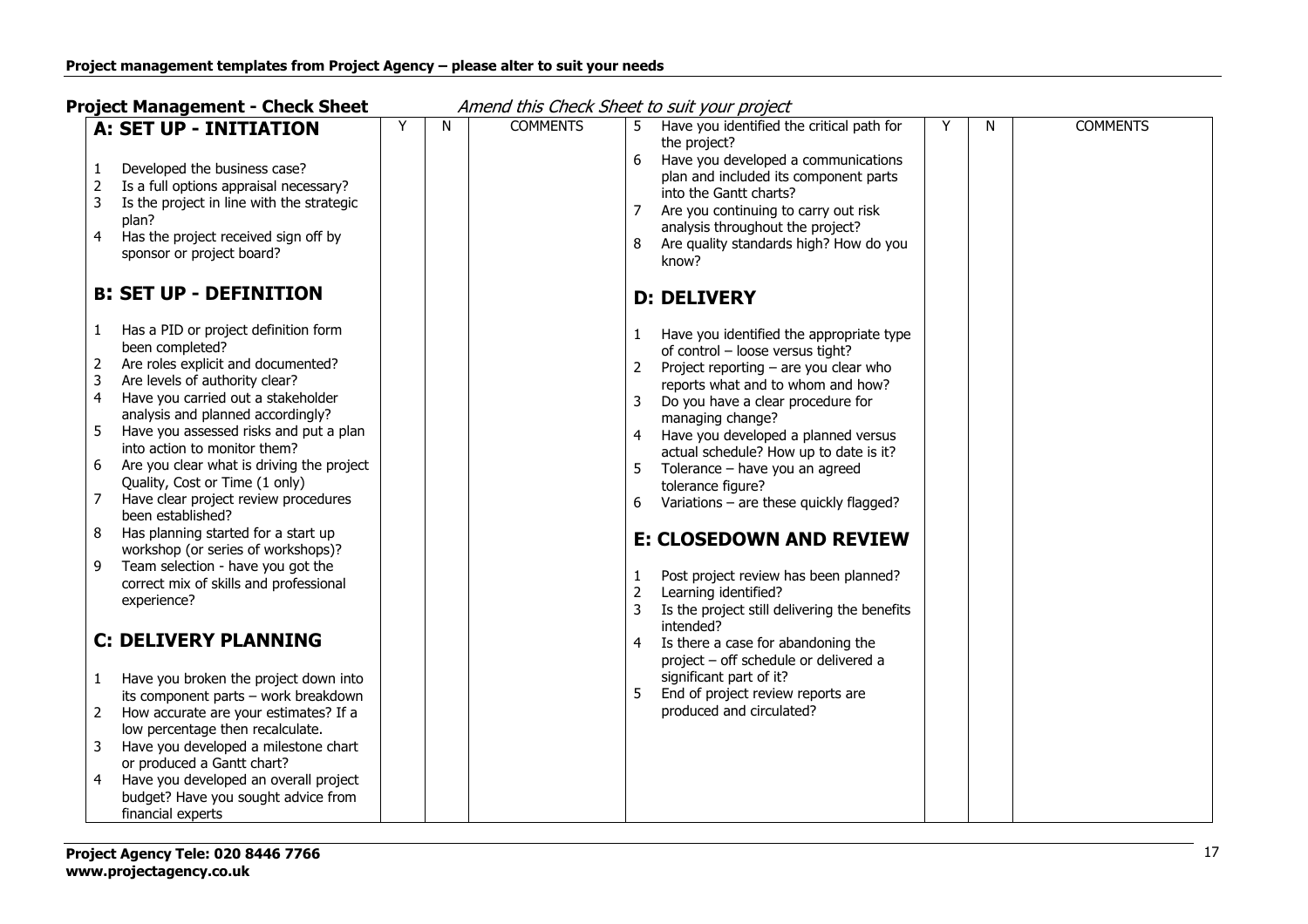## Project Management - Check Sheet

*Amend this Check Sheet to suit your project*

| **A: SET UP - INITIATION** | Y | N | COMMENTS |
|---|---|---|---|
| 1 Developed the business case? | | | |
| 2 Is a full options appraisal necessary? | | | |
| 3 Is the project in line with the strategic plan? | | | |
| 4 Has the project received sign off by sponsor or project board? | | | |
| **B: SET UP - DEFINITION** | | | |
| 1 Has a PID or project definition form been completed? | | | |
| 2 Are roles explicit and documented? | | | |
| 3 Are levels of authority clear? | | | |
| 4 Have you carried out a stakeholder analysis and planned accordingly? | | | |
| 5 Have you assessed risks and put a plan into action to monitor them? | | | |
| 6 Are you clear what is driving the project Quality, Cost or Time (1 only) | | | |
| 7 Have clear project review procedures been established? | | | |
| 8 Has planning started for a start up workshop (or series of workshops)? | | | |
| 9 Team selection - have you got the correct mix of skills and professional experience? | | | |
| **C: DELIVERY PLANNING** | | | |
| 1 Have you broken the project down into its component parts – work breakdown | | | |
| 2 How accurate are your estimates? If a low percentage then recalculate. | | | |
| 3 Have you developed a milestone chart or produced a Gantt chart? | | | |
| 4 Have you developed an overall project budget? Have you sought advice from financial experts | | | |
| 5 Have you identified the critical path for the project? | | | |
| 6 Have you developed a communications plan and included its component parts into the Gantt charts? | | | |
| 7 Are you continuing to carry out risk analysis throughout the project? | | | |
| 8 Are quality standards high? How do you know? | | | |
| **D: DELIVERY** | | | |
| 1 Have you identified the appropriate type of control – loose versus tight? | | | |
| 2 Project reporting – are you clear who reports what and to whom and how? | | | |
| 3 Do you have a clear procedure for managing change? | | | |
| 4 Have you developed a planned versus actual schedule? How up to date is it? | | | |
| 5 Tolerance – have you an agreed tolerance figure? | | | |
| 6 Variations – are these quickly flagged? | | | |
| **E: CLOSEDOWN AND REVIEW** | | | |
| 1 Post project review has been planned? | | | |
| 2 Learning identified? | | | |
| 3 Is the project still delivering the benefits intended? | | | |
| 4 Is there a case for abandoning the project – off schedule or delivered a significant part of it? | | | |
| 5 End of project review reports are produced and circulated? | | | |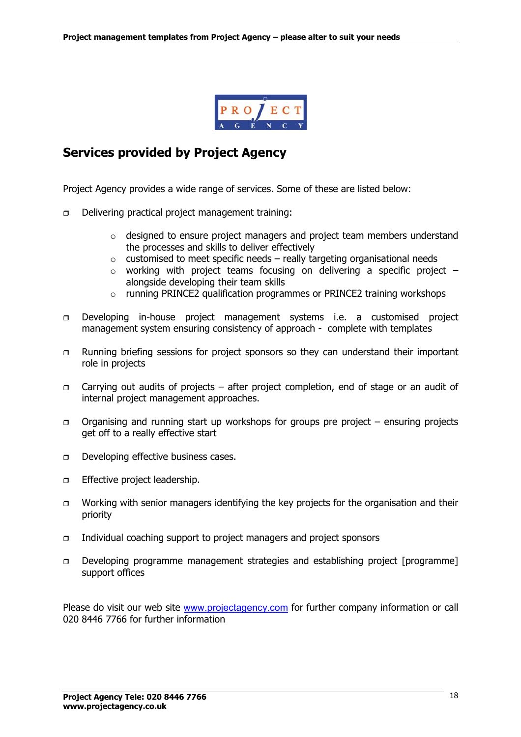## Services provided by Project Agency

Project Agency provides a wide range of services. Some of these are listed below:

- Delivering practical project management training:
  - designed to ensure project managers and project team members understand the processes and skills to deliver effectively
  - customised to meet specific needs – really targeting organisational needs
  - working with project teams focusing on delivering a specific project – alongside developing their team skills
  - running PRINCE2 qualification programmes or PRINCE2 training workshops

- Developing in-house project management systems i.e. a customised project management system ensuring consistency of approach - complete with templates

- Running briefing sessions for project sponsors so they can understand their important role in projects

- Carrying out audits of projects – after project completion, end of stage or an audit of internal project management approaches.

- Organising and running start up workshops for groups pre project – ensuring projects get off to a really effective start

- Developing effective business cases.

- Effective project leadership.

- Working with senior managers identifying the key projects for the organisation and their priority

- Individual coaching support to project managers and project sponsors

- Developing programme management strategies and establishing project [programme] support offices

Please do visit our web site [www.projectagency.com](http://www.projectagency.com) for further company information or call 020 8446 7766 for further information